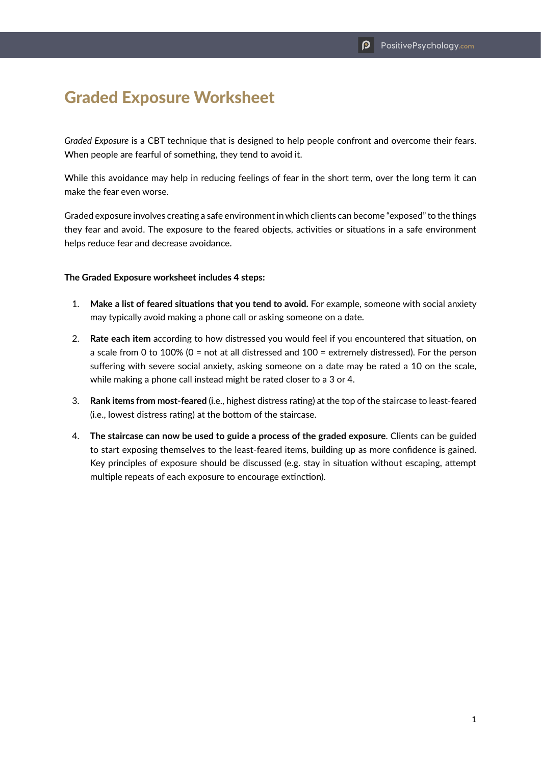# Graded Exposure Worksheet

*Graded Exposure* is a CBT technique that is designed to help people confront and overcome their fears. When people are fearful of something, they tend to avoid it.

While this avoidance may help in reducing feelings of fear in the short term, over the long term it can make the fear even worse.

Graded exposure involves creating a safe environment in which clients can become "exposed" to the things they fear and avoid. The exposure to the feared objects, activities or situations in a safe environment helps reduce fear and decrease avoidance.

**The Graded Exposure worksheet includes 4 steps:**

1. **Make a list of feared situations that you tend to avoid.** For example, someone with social anxiety may typically avoid making a phone call or asking someone on a date.
2. **Rate each item** according to how distressed you would feel if you encountered that situation, on a scale from 0 to 100% (0 = not at all distressed and 100 = extremely distressed). For the person suffering with severe social anxiety, asking someone on a date may be rated a 10 on the scale, while making a phone call instead might be rated closer to a 3 or 4.
3. **Rank items from most-feared** (i.e., highest distress rating) at the top of the staircase to least-feared (i.e., lowest distress rating) at the bottom of the staircase.
4. **The staircase can now be used to guide a process of the graded exposure**. Clients can be guided to start exposing themselves to the least-feared items, building up as more confidence is gained. Key principles of exposure should be discussed (e.g. stay in situation without escaping, attempt multiple repeats of each exposure to encourage extinction).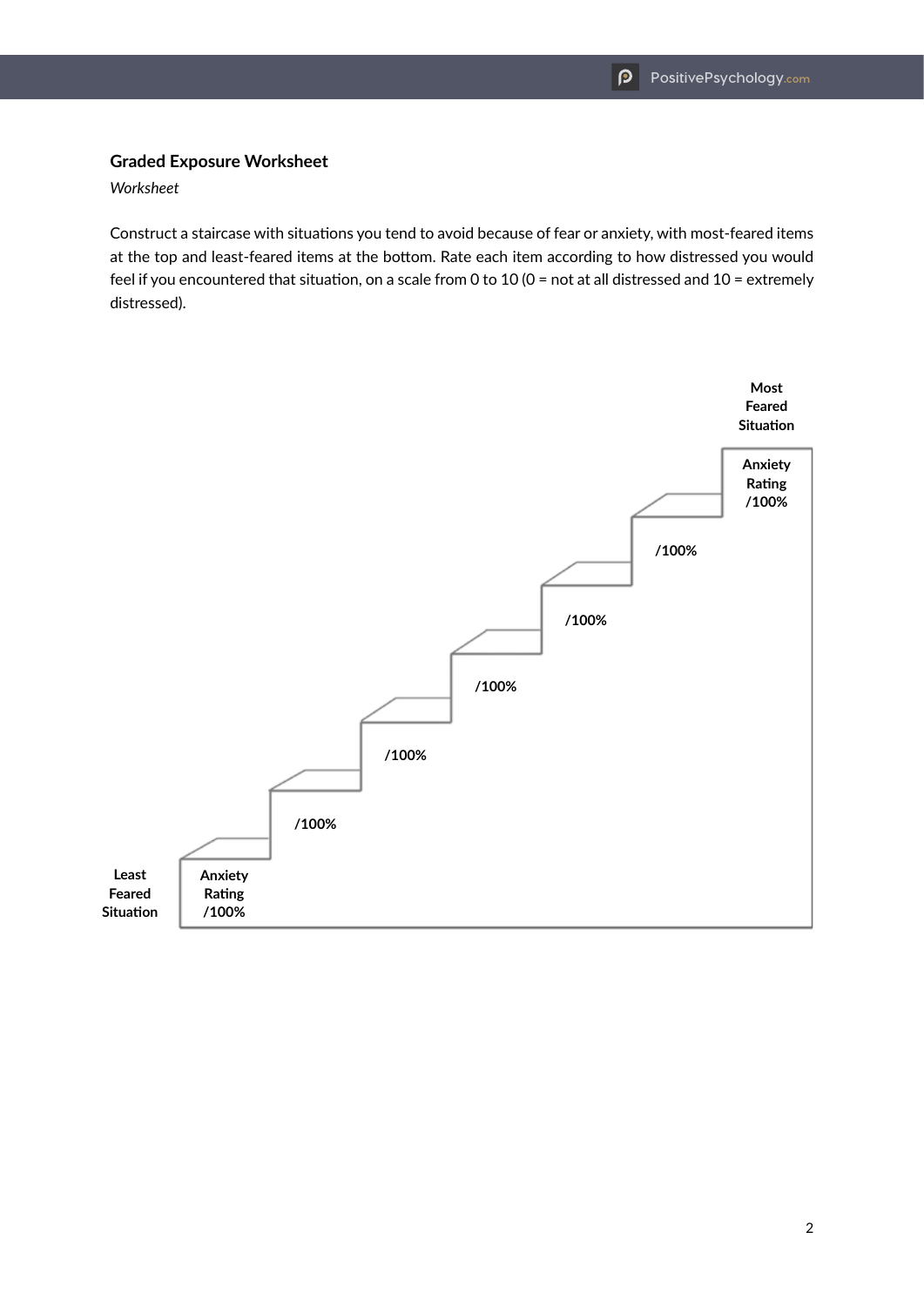**Graded Exposure Worksheet**

*Worksheet*

Construct a staircase with situations you tend to avoid because of fear or anxiety, with most-feared items at the top and least-feared items at the bottom. Rate each item according to how distressed you would feel if you encountered that situation, on a scale from 0 to 10 (0 = not at all distressed and 10 = extremely distressed).

**Most Feared Situation**

**Anxiety Rating /100%**

**/100%**

**/100%**

**/100%**

**/100%**

**/100%**

**Least Feared Situation**

**Anxiety Rating /100%**